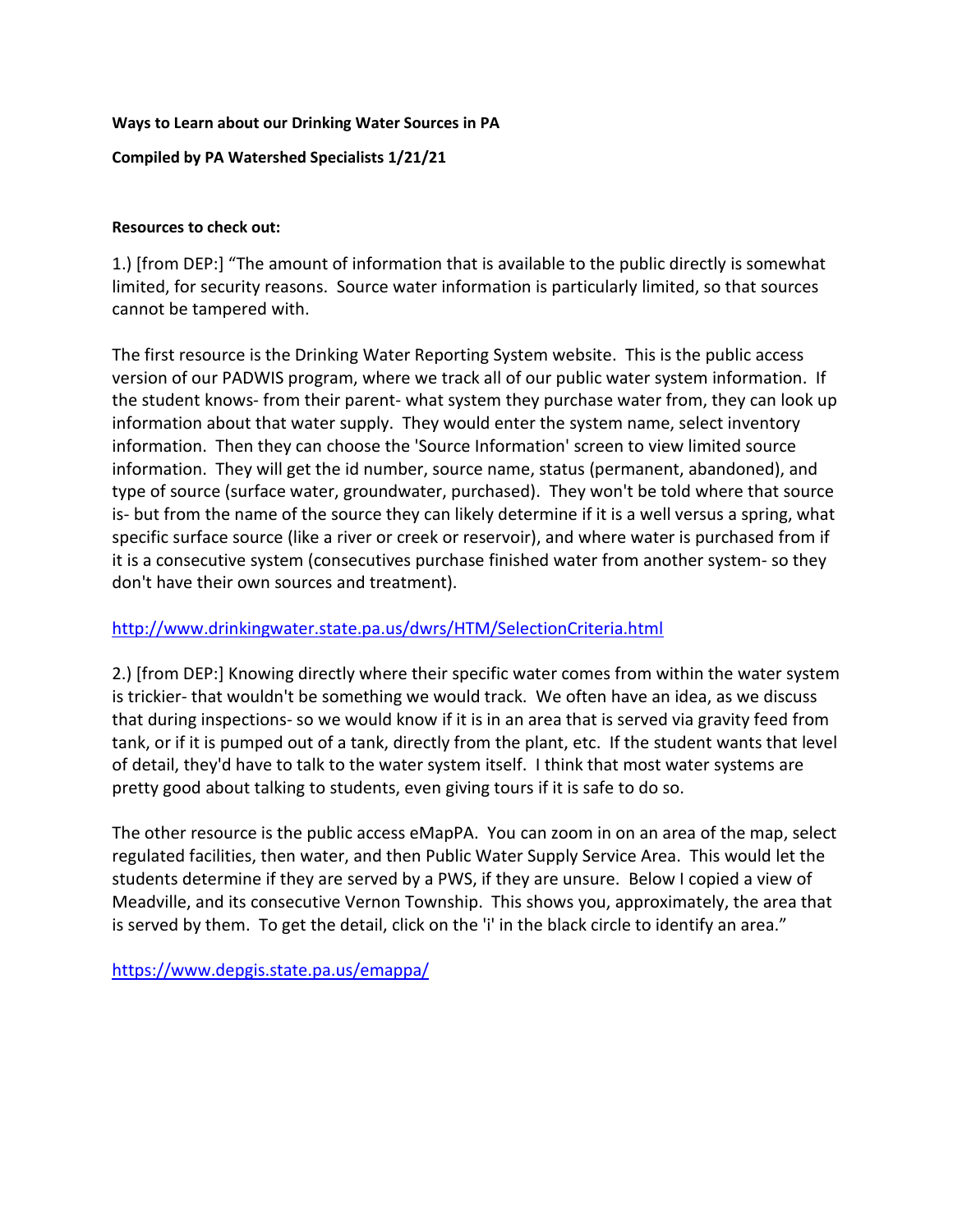**Ways to Learn about our Drinking Water Sources in PA**

**Compiled by PA Watershed Specialists 1/21/21**

**Resources to check out:**

1.) [from DEP:] "The amount of information that is available to the public directly is somewhat limited, for security reasons. Source water information is particularly limited, so that sources cannot be tampered with.

The first resource is the Drinking Water Reporting System website. This is the public access version of our PADWIS program, where we track all of our public water system information. If the student knows- from their parent- what system they purchase water from, they can look up information about that water supply. They would enter the system name, select inventory information. Then they can choose the 'Source Information' screen to view limited source information. They will get the id number, source name, status (permanent, abandoned), and type of source (surface water, groundwater, purchased). They won't be told where that source is- but from the name of the source they can likely determine if it is a well versus a spring, what specific surface source (like a river or creek or reservoir), and where water is purchased from if it is a consecutive system (consecutives purchase finished water from another system- so they don't have their own sources and treatment).

http://www.drinkingwater.state.pa.us/dwrs/HTM/SelectionCriteria.html

2.) [from DEP:] Knowing directly where their specific water comes from within the water system is trickier- that wouldn't be something we would track. We often have an idea, as we discuss that during inspections- so we would know if it is in an area that is served via gravity feed from tank, or if it is pumped out of a tank, directly from the plant, etc. If the student wants that level of detail, they'd have to talk to the water system itself. I think that most water systems are pretty good about talking to students, even giving tours if it is safe to do so.

The other resource is the public access eMapPA. You can zoom in on an area of the map, select regulated facilities, then water, and then Public Water Supply Service Area. This would let the students determine if they are served by a PWS, if they are unsure. Below I copied a view of Meadville, and its consecutive Vernon Township. This shows you, approximately, the area that is served by them. To get the detail, click on the 'i' in the black circle to identify an area."

https://www.depgis.state.pa.us/emappa/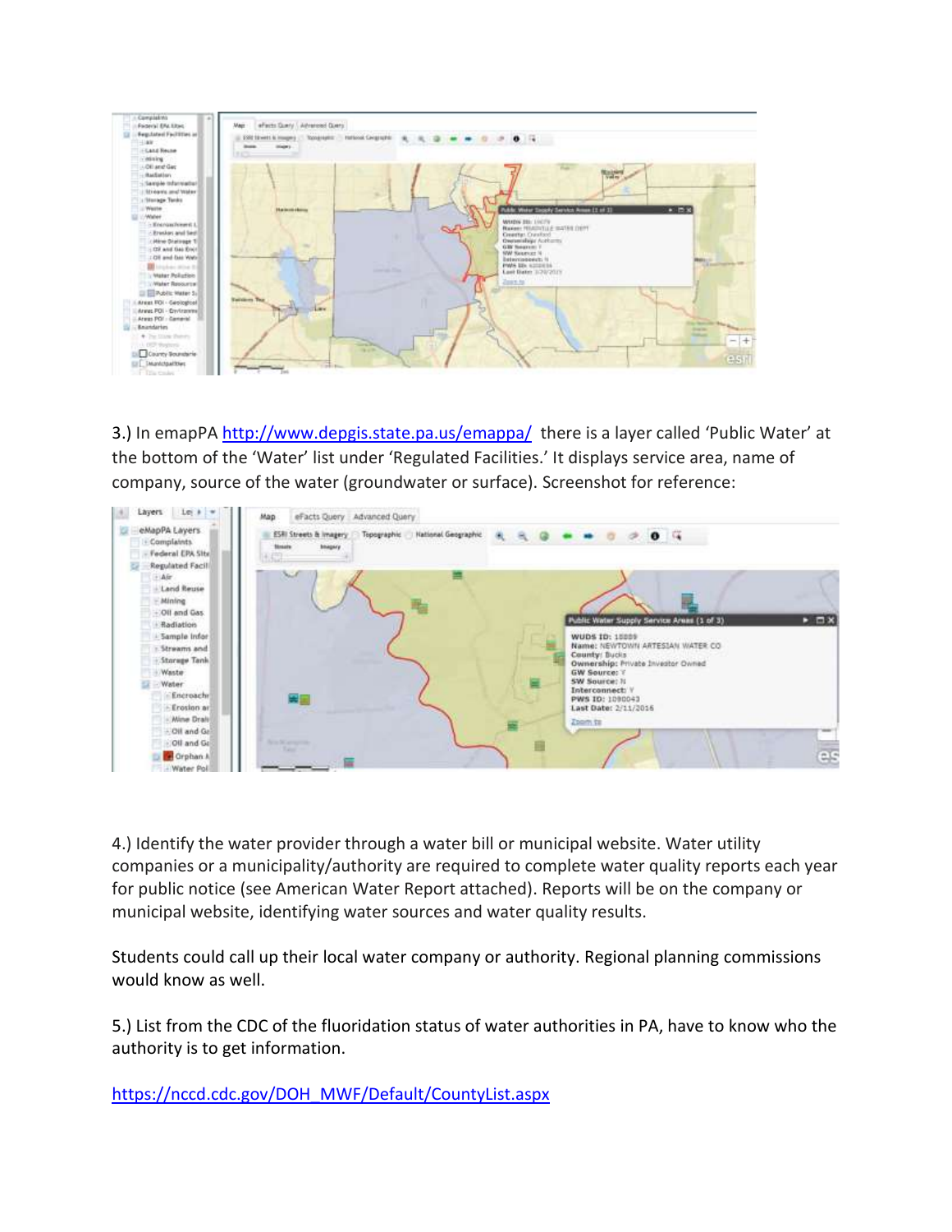3.) In emapPA http://www.depgis.state.pa.us/emappa/ there is a layer called 'Public Water' at the bottom of the 'Water' list under 'Regulated Facilities.' It displays service area, name of company, source of the water (groundwater or surface). Screenshot for reference:

4.) Identify the water provider through a water bill or municipal website. Water utility companies or a municipality/authority are required to complete water quality reports each year for public notice (see American Water Report attached). Reports will be on the company or municipal website, identifying water sources and water quality results.

Students could call up their local water company or authority. Regional planning commissions would know as well.

5.) List from the CDC of the fluoridation status of water authorities in PA, have to know who the authority is to get information.

https://nccd.cdc.gov/DOH_MWF/Default/CountyList.aspx